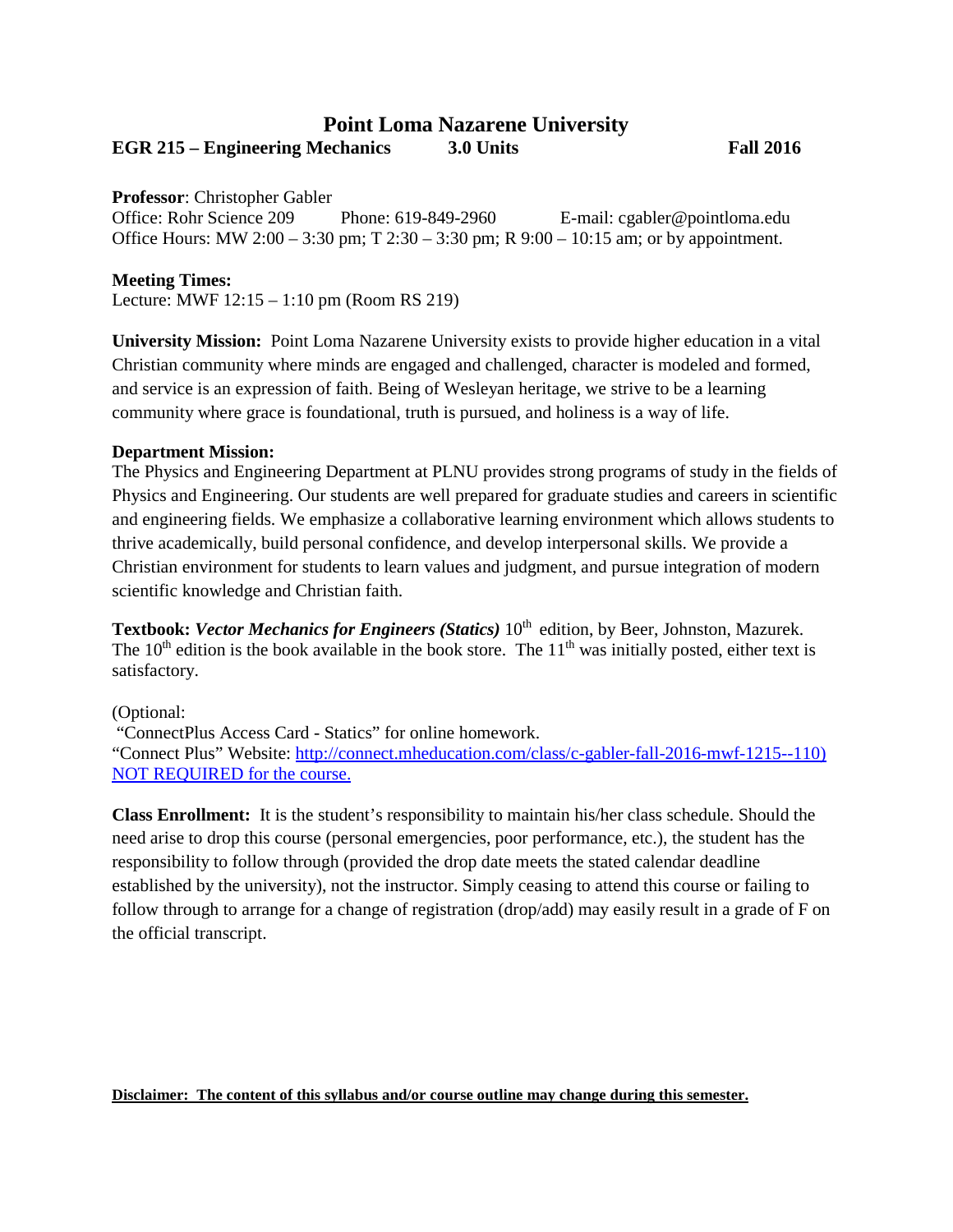# Point Loma Nazarene University

**EGR 215 – Engineering Mechanics** **3.0 Units** **Fall 2016**

**Professor**: Christopher Gabler
Office: Rohr Science 209 Phone: 619-849-2960 E-mail: cgabler@pointloma.edu
Office Hours: MW 2:00 – 3:30 pm; T 2:30 – 3:30 pm; R 9:00 – 10:15 am; or by appointment.

**Meeting Times:**
Lecture: MWF 12:15 – 1:10 pm (Room RS 219)

**University Mission:** Point Loma Nazarene University exists to provide higher education in a vital Christian community where minds are engaged and challenged, character is modeled and formed, and service is an expression of faith. Being of Wesleyan heritage, we strive to be a learning community where grace is foundational, truth is pursued, and holiness is a way of life.

**Department Mission:**
The Physics and Engineering Department at PLNU provides strong programs of study in the fields of Physics and Engineering. Our students are well prepared for graduate studies and careers in scientific and engineering fields. We emphasize a collaborative learning environment which allows students to thrive academically, build personal confidence, and develop interpersonal skills. We provide a Christian environment for students to learn values and judgment, and pursue integration of modern scientific knowledge and Christian faith.

**Textbook:** ***Vector Mechanics for Engineers (Statics)*** 10th edition, by Beer, Johnston, Mazurek. The 10th edition is the book available in the book store. The 11th was initially posted, either text is satisfactory.

(Optional:
"ConnectPlus Access Card - Statics" for online homework.
"Connect Plus" Website: http://connect.mheducation.com/class/c-gabler-fall-2016-mwf-1215--110)
NOT REQUIRED for the course.

**Class Enrollment:** It is the student's responsibility to maintain his/her class schedule. Should the need arise to drop this course (personal emergencies, poor performance, etc.), the student has the responsibility to follow through (provided the drop date meets the stated calendar deadline established by the university), not the instructor. Simply ceasing to attend this course or failing to follow through to arrange for a change of registration (drop/add) may easily result in a grade of F on the official transcript.

**Disclaimer: The content of this syllabus and/or course outline may change during this semester.**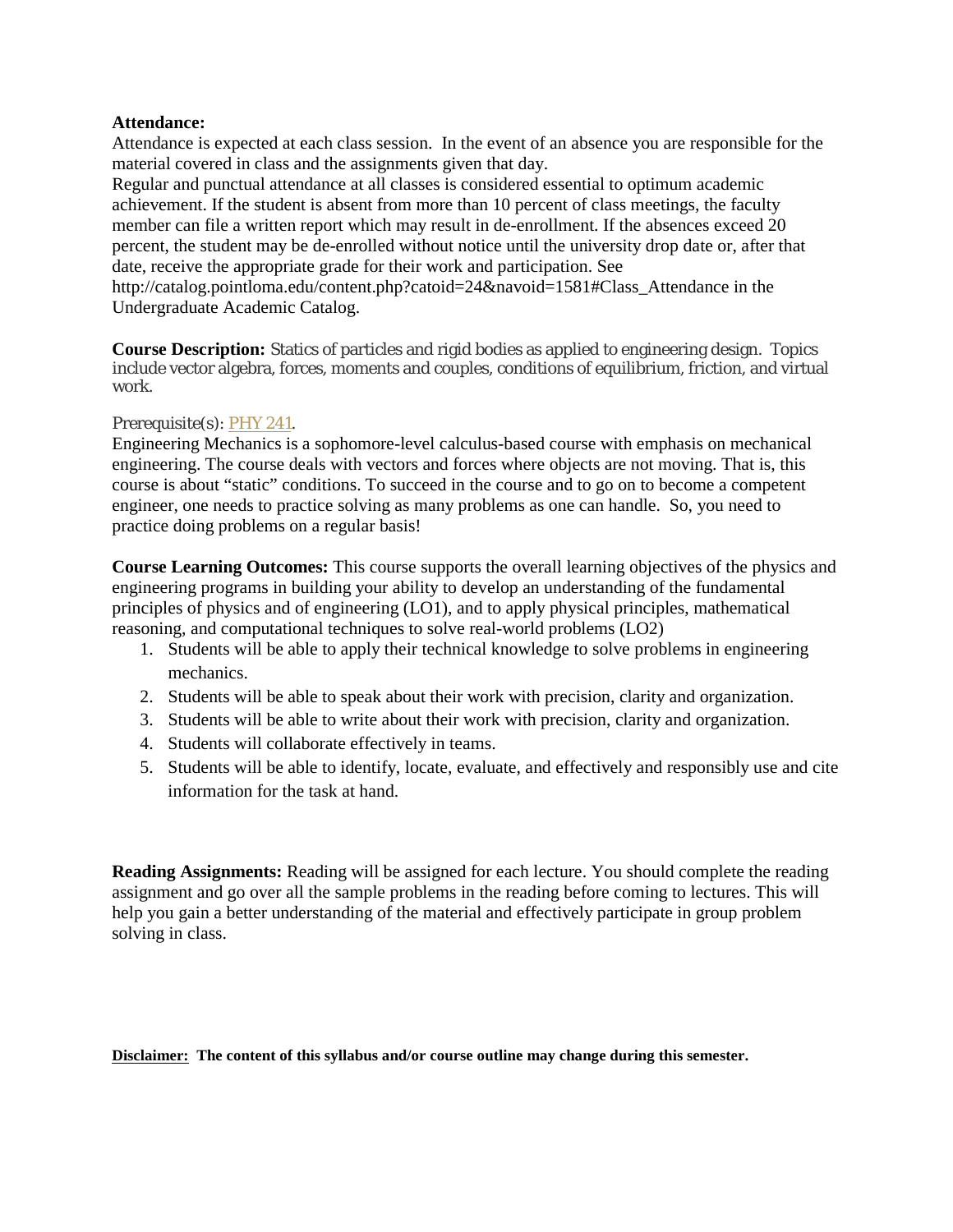**Attendance:**
Attendance is expected at each class session. In the event of an absence you are responsible for the material covered in class and the assignments given that day.
Regular and punctual attendance at all classes is considered essential to optimum academic achievement. If the student is absent from more than 10 percent of class meetings, the faculty member can file a written report which may result in de-enrollment. If the absences exceed 20 percent, the student may be de-enrolled without notice until the university drop date or, after that date, receive the appropriate grade for their work and participation. See http://catalog.pointloma.edu/content.php?catoid=24&navoid=1581#Class_Attendance in the Undergraduate Academic Catalog.

**Course Description:** Statics of particles and rigid bodies as applied to engineering design. Topics include vector algebra, forces, moments and couples, conditions of equilibrium, friction, and virtual work.

Prerequisite(s): PHY 241.
Engineering Mechanics is a sophomore-level calculus-based course with emphasis on mechanical engineering. The course deals with vectors and forces where objects are not moving. That is, this course is about "static" conditions. To succeed in the course and to go on to become a competent engineer, one needs to practice solving as many problems as one can handle. So, you need to practice doing problems on a regular basis!

**Course Learning Outcomes:** This course supports the overall learning objectives of the physics and engineering programs in building your ability to develop an understanding of the fundamental principles of physics and of engineering (LO1), and to apply physical principles, mathematical reasoning, and computational techniques to solve real-world problems (LO2)

1. Students will be able to apply their technical knowledge to solve problems in engineering mechanics.
2. Students will be able to speak about their work with precision, clarity and organization.
3. Students will be able to write about their work with precision, clarity and organization.
4. Students will collaborate effectively in teams.
5. Students will be able to identify, locate, evaluate, and effectively and responsibly use and cite information for the task at hand.

**Reading Assignments:** Reading will be assigned for each lecture. You should complete the reading assignment and go over all the sample problems in the reading before coming to lectures. This will help you gain a better understanding of the material and effectively participate in group problem solving in class.

**Disclaimer: The content of this syllabus and/or course outline may change during this semester.**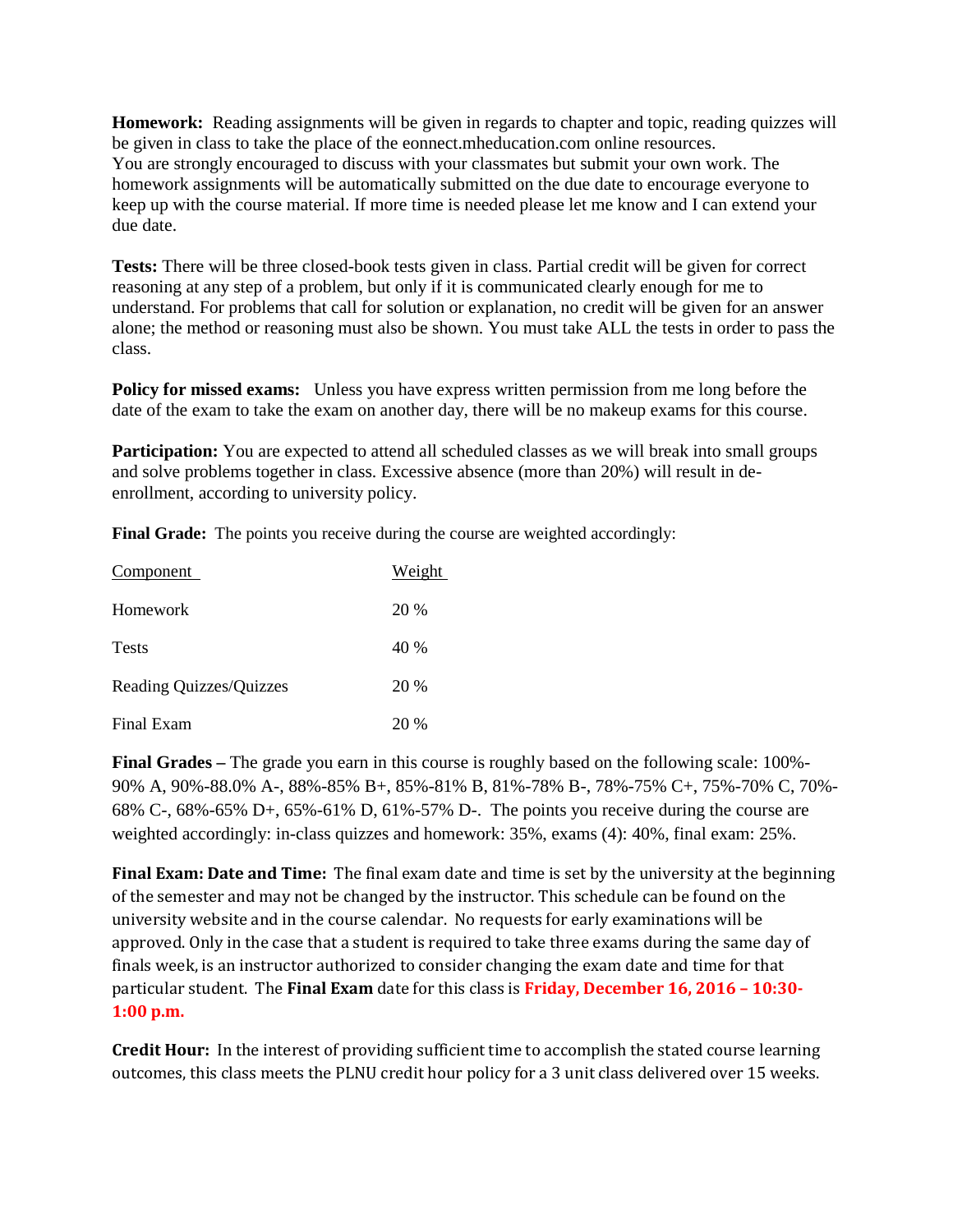**Homework:** Reading assignments will be given in regards to chapter and topic, reading quizzes will be given in class to take the place of the eonnect.mheducation.com online resources. You are strongly encouraged to discuss with your classmates but submit your own work. The homework assignments will be automatically submitted on the due date to encourage everyone to keep up with the course material. If more time is needed please let me know and I can extend your due date.

**Tests:** There will be three closed-book tests given in class. Partial credit will be given for correct reasoning at any step of a problem, but only if it is communicated clearly enough for me to understand. For problems that call for solution or explanation, no credit will be given for an answer alone; the method or reasoning must also be shown. You must take ALL the tests in order to pass the class.

**Policy for missed exams:** Unless you have express written permission from me long before the date of the exam to take the exam on another day, there will be no makeup exams for this course.

**Participation:** You are expected to attend all scheduled classes as we will break into small groups and solve problems together in class. Excessive absence (more than 20%) will result in de-enrollment, according to university policy.

**Final Grade:** The points you receive during the course are weighted accordingly:

| Component | Weight |
| --- | --- |
| Homework | 20 % |
| Tests | 40 % |
| Reading Quizzes/Quizzes | 20 % |
| Final Exam | 20 % |

**Final Grades –** The grade you earn in this course is roughly based on the following scale: 100%-90% A, 90%-88.0% A-, 88%-85% B+, 85%-81% B, 81%-78% B-, 78%-75% C+, 75%-70% C, 70%-68% C-, 68%-65% D+, 65%-61% D, 61%-57% D-. The points you receive during the course are weighted accordingly: in-class quizzes and homework: 35%, exams (4): 40%, final exam: 25%.

**Final Exam: Date and Time:** The final exam date and time is set by the university at the beginning of the semester and may not be changed by the instructor. This schedule can be found on the university website and in the course calendar. No requests for early examinations will be approved. Only in the case that a student is required to take three exams during the same day of finals week, is an instructor authorized to consider changing the exam date and time for that particular student. The **Final Exam** date for this class is **Friday, December 16, 2016 – 10:30-1:00 p.m.**

**Credit Hour:** In the interest of providing sufficient time to accomplish the stated course learning outcomes, this class meets the PLNU credit hour policy for a 3 unit class delivered over 15 weeks.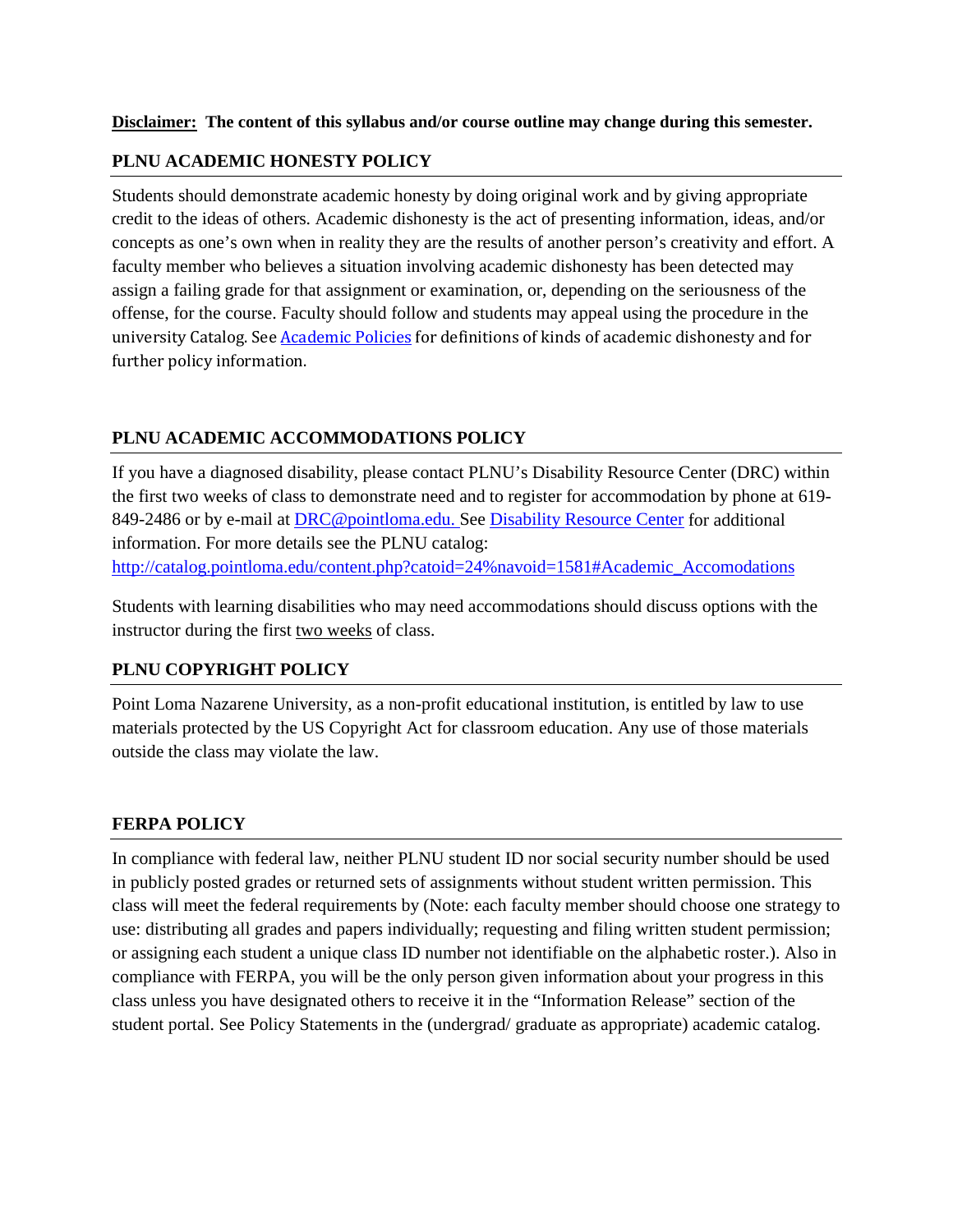**<u>Disclaimer:</u> The content of this syllabus and/or course outline may change during this semester.**

## PLNU ACADEMIC HONESTY POLICY

Students should demonstrate academic honesty by doing original work and by giving appropriate credit to the ideas of others. Academic dishonesty is the act of presenting information, ideas, and/or concepts as one's own when in reality they are the results of another person's creativity and effort. A faculty member who believes a situation involving academic dishonesty has been detected may assign a failing grade for that assignment or examination, or, depending on the seriousness of the offense, for the course. Faculty should follow and students may appeal using the procedure in the university Catalog. See Academic Policies for definitions of kinds of academic dishonesty and for further policy information.

## PLNU ACADEMIC ACCOMMODATIONS POLICY

If you have a diagnosed disability, please contact PLNU's Disability Resource Center (DRC) within the first two weeks of class to demonstrate need and to register for accommodation by phone at 619-849-2486 or by e-mail at DRC@pointloma.edu. See Disability Resource Center for additional information. For more details see the PLNU catalog: http://catalog.pointloma.edu/content.php?catoid=24%navoid=1581#Academic_Accomodations

Students with learning disabilities who may need accommodations should discuss options with the instructor during the first <u>two weeks</u> of class.

## PLNU COPYRIGHT POLICY

Point Loma Nazarene University, as a non-profit educational institution, is entitled by law to use materials protected by the US Copyright Act for classroom education. Any use of those materials outside the class may violate the law.

## FERPA POLICY

In compliance with federal law, neither PLNU student ID nor social security number should be used in publicly posted grades or returned sets of assignments without student written permission. This class will meet the federal requirements by (Note: each faculty member should choose one strategy to use: distributing all grades and papers individually; requesting and filing written student permission; or assigning each student a unique class ID number not identifiable on the alphabetic roster.). Also in compliance with FERPA, you will be the only person given information about your progress in this class unless you have designated others to receive it in the "Information Release" section of the student portal. See Policy Statements in the (undergrad/ graduate as appropriate) academic catalog.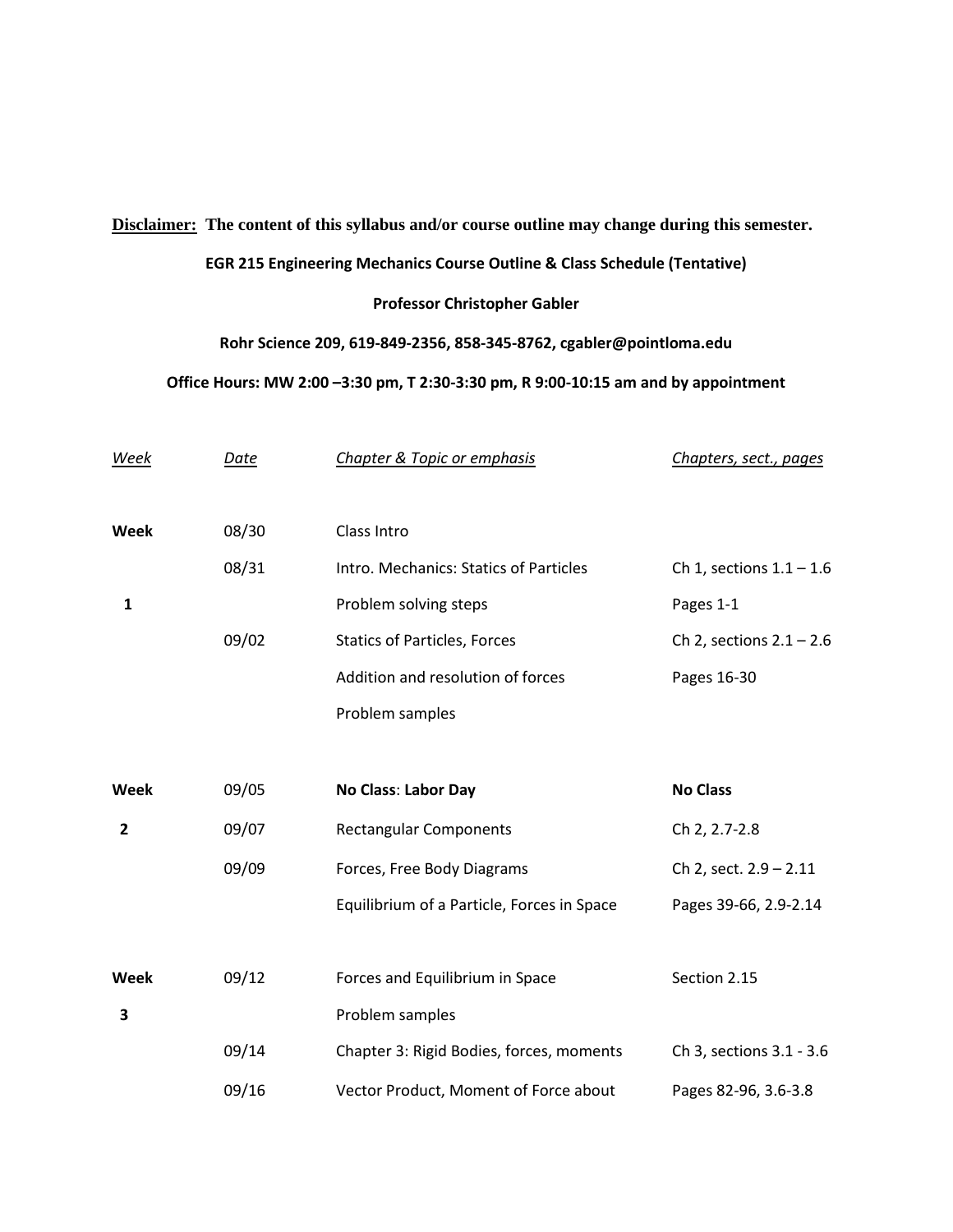**<u>Disclaimer:</u> The content of this syllabus and/or course outline may change during this semester.**

**EGR 215 Engineering Mechanics Course Outline & Class Schedule (Tentative)**

**Professor Christopher Gabler**

**Rohr Science 209, 619-849-2356, 858-345-8762, cgabler@pointloma.edu**

**Office Hours: MW 2:00 –3:30 pm, T 2:30-3:30 pm, R 9:00-10:15 am and by appointment**

| *Week* | *Date* | *Chapter & Topic or emphasis* | *Chapters, sect., pages* |
|---|---|---|---|
| **Week** | 08/30 | Class Intro | |
| | 08/31 | Intro. Mechanics: Statics of Particles | Ch 1, sections 1.1 – 1.6 |
| **1** | | Problem solving steps | Pages 1-1 |
| | 09/02 | Statics of Particles, Forces | Ch 2, sections 2.1 – 2.6 |
| | | Addition and resolution of forces | Pages 16-30 |
| | | Problem samples | |
| **Week** | 09/05 | **No Class**: **Labor Day** | **No Class** |
| **2** | 09/07 | Rectangular Components | Ch 2, 2.7-2.8 |
| | 09/09 | Forces, Free Body Diagrams | Ch 2, sect. 2.9 – 2.11 |
| | | Equilibrium of a Particle, Forces in Space | Pages 39-66, 2.9-2.14 |
| **Week** | 09/12 | Forces and Equilibrium in Space | Section 2.15 |
| **3** | | Problem samples | |
| | 09/14 | Chapter 3: Rigid Bodies, forces, moments | Ch 3, sections 3.1 - 3.6 |
| | 09/16 | Vector Product, Moment of Force about | Pages 82-96, 3.6-3.8 |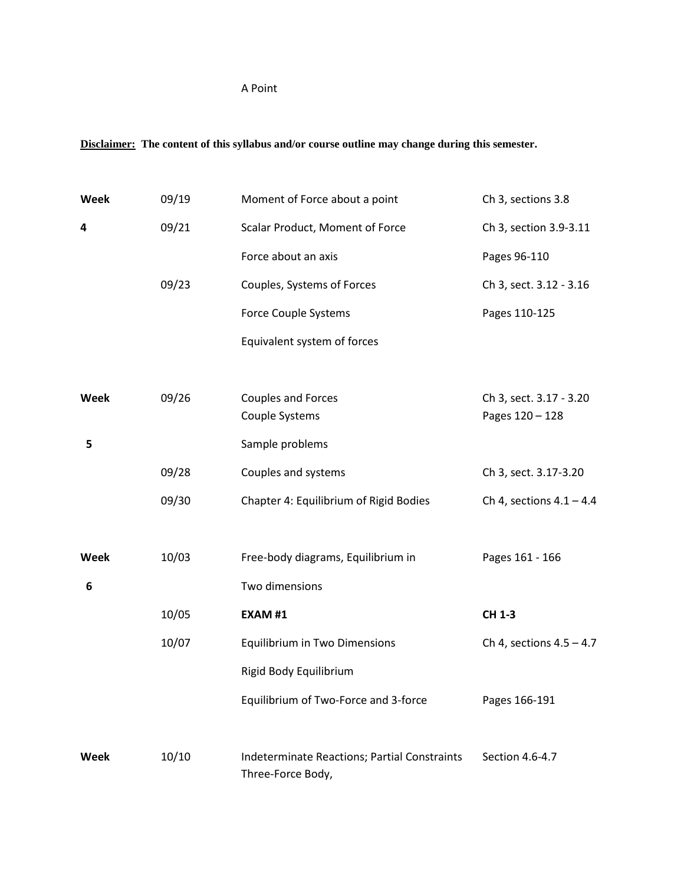A Point

**<u>Disclaimer:</u> The content of this syllabus and/or course outline may change during this semester.**

| | | | |
|---|---|---|---|
| **Week** | 09/19 | Moment of Force about a point | Ch 3, sections 3.8 |
| **4** | 09/21 | Scalar Product, Moment of Force | Ch 3, section 3.9-3.11 |
| | | Force about an axis | Pages 96-110 |
| | 09/23 | Couples, Systems of Forces | Ch 3, sect. 3.12 - 3.16 |
| | | Force Couple Systems | Pages 110-125 |
| | | Equivalent system of forces | |
| **Week** | 09/26 | Couples and Forces<br>Couple Systems | Ch 3, sect. 3.17 - 3.20<br>Pages 120 – 128 |
| **5** | | Sample problems | |
| | 09/28 | Couples and systems | Ch 3, sect. 3.17-3.20 |
| | 09/30 | Chapter 4: Equilibrium of Rigid Bodies | Ch 4, sections 4.1 – 4.4 |
| **Week** | 10/03 | Free-body diagrams, Equilibrium in | Pages 161 - 166 |
| **6** | | Two dimensions | |
| | 10/05 | **EXAM #1** | **CH 1-3** |
| | 10/07 | Equilibrium in Two Dimensions | Ch 4, sections 4.5 – 4.7 |
| | | Rigid Body Equilibrium | |
| | | Equilibrium of Two-Force and 3-force | Pages 166-191 |
| **Week** | 10/10 | Indeterminate Reactions; Partial Constraints<br>Three-Force Body, | Section 4.6-4.7 |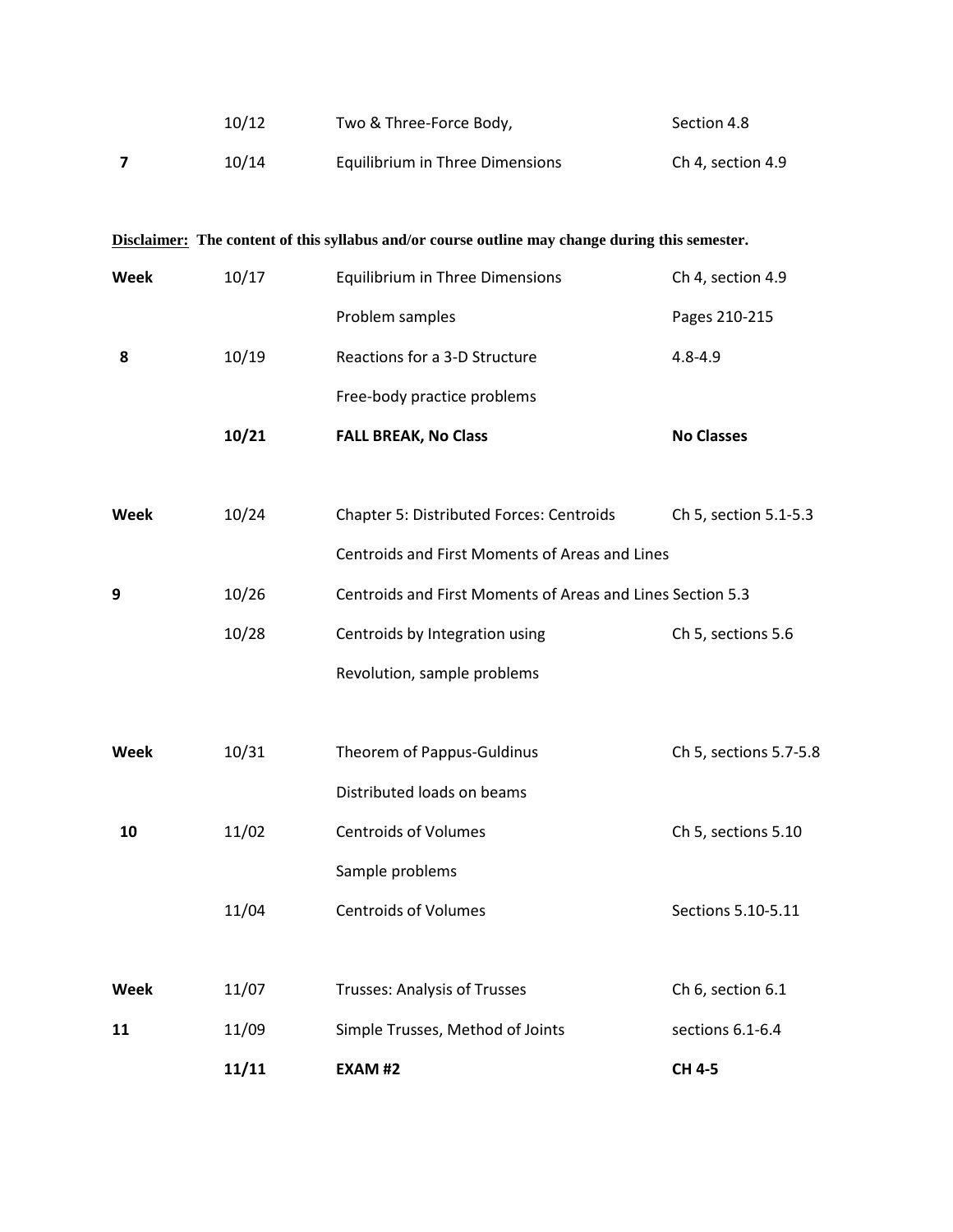| | | | |
|---|---|---|---|
| | 10/12 | Two & Three-Force Body, | Section 4.8 |
| **7** | 10/14 | Equilibrium in Three Dimensions | Ch 4, section 4.9 |

**<u>Disclaimer:</u> The content of this syllabus and/or course outline may change during this semester.**

| | | | |
|---|---|---|---|
| **Week** | 10/17 | Equilibrium in Three Dimensions | Ch 4, section 4.9 |
| | | Problem samples | Pages 210-215 |
| **8** | 10/19 | Reactions for a 3-D Structure | 4.8-4.9 |
| | | Free-body practice problems | |
| | **10/21** | **FALL BREAK, No Class** | **No Classes** |
| | | | |
| **Week** | 10/24 | Chapter 5: Distributed Forces: Centroids | Ch 5, section 5.1-5.3 |
| | | Centroids and First Moments of Areas and Lines | |
| **9** | 10/26 | Centroids and First Moments of Areas and Lines | Section 5.3 |
| | 10/28 | Centroids by Integration using | Ch 5, sections 5.6 |
| | | Revolution, sample problems | |
| | | | |
| **Week** | 10/31 | Theorem of Pappus-Guldinus | Ch 5, sections 5.7-5.8 |
| | | Distributed loads on beams | |
| **10** | 11/02 | Centroids of Volumes | Ch 5, sections 5.10 |
| | | Sample problems | |
| | 11/04 | Centroids of Volumes | Sections 5.10-5.11 |
| | | | |
| **Week** | 11/07 | Trusses: Analysis of Trusses | Ch 6, section 6.1 |
| **11** | 11/09 | Simple Trusses, Method of Joints | sections 6.1-6.4 |
| | **11/11** | **EXAM #2** | **CH 4-5** |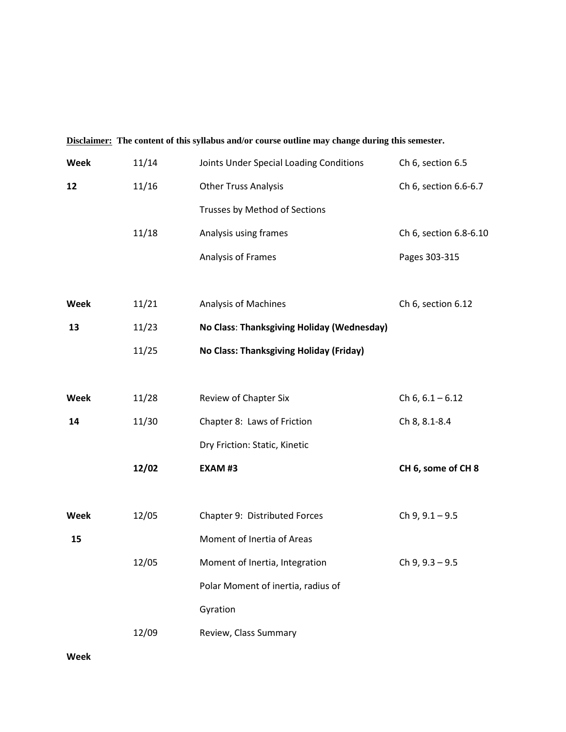**<u>Disclaimer:</u> The content of this syllabus and/or course outline may change during this semester.**

| | | | |
|---|---|---|---|
| **Week** | 11/14 | Joints Under Special Loading Conditions | Ch 6, section 6.5 |
| **12** | 11/16 | Other Truss Analysis | Ch 6, section 6.6-6.7 |
| | | Trusses by Method of Sections | |
| | 11/18 | Analysis using frames | Ch 6, section 6.8-6.10 |
| | | Analysis of Frames | Pages 303-315 |
| | | | |
| **Week** | 11/21 | Analysis of Machines | Ch 6, section 6.12 |
| **13** | 11/23 | **No Class: Thanksgiving Holiday (Wednesday)** | |
| | 11/25 | **No Class: Thanksgiving Holiday (Friday)** | |
| | | | |
| **Week** | 11/28 | Review of Chapter Six | Ch 6, 6.1 – 6.12 |
| **14** | 11/30 | Chapter 8: Laws of Friction | Ch 8, 8.1-8.4 |
| | | Dry Friction: Static, Kinetic | |
| | **12/02** | **EXAM #3** | **CH 6, some of CH 8** |
| | | | |
| **Week** | 12/05 | Chapter 9: Distributed Forces | Ch 9, 9.1 – 9.5 |
| **15** | | Moment of Inertia of Areas | |
| | 12/05 | Moment of Inertia, Integration | Ch 9, 9.3 – 9.5 |
| | | Polar Moment of inertia, radius of | |
| | | Gyration | |
| | 12/09 | Review, Class Summary | |
| **Week** | | | |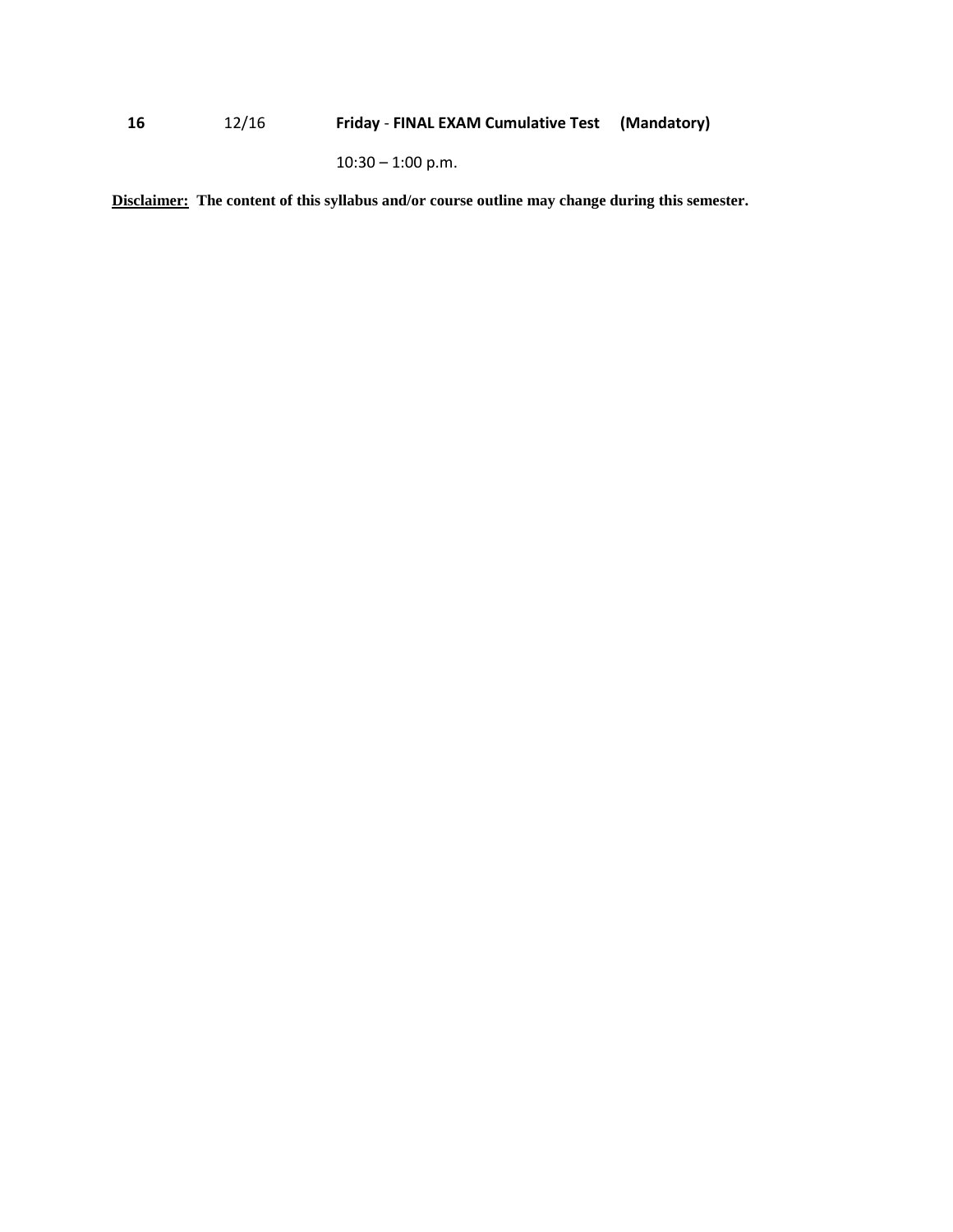| | | |
|---|---|---|
| **16** | 12/16 | **Friday** - **FINAL EXAM Cumulative Test (Mandatory)** |
| | | 10:30 – 1:00 p.m. |

**Disclaimer:** **The content of this syllabus and/or course outline may change during this semester.**